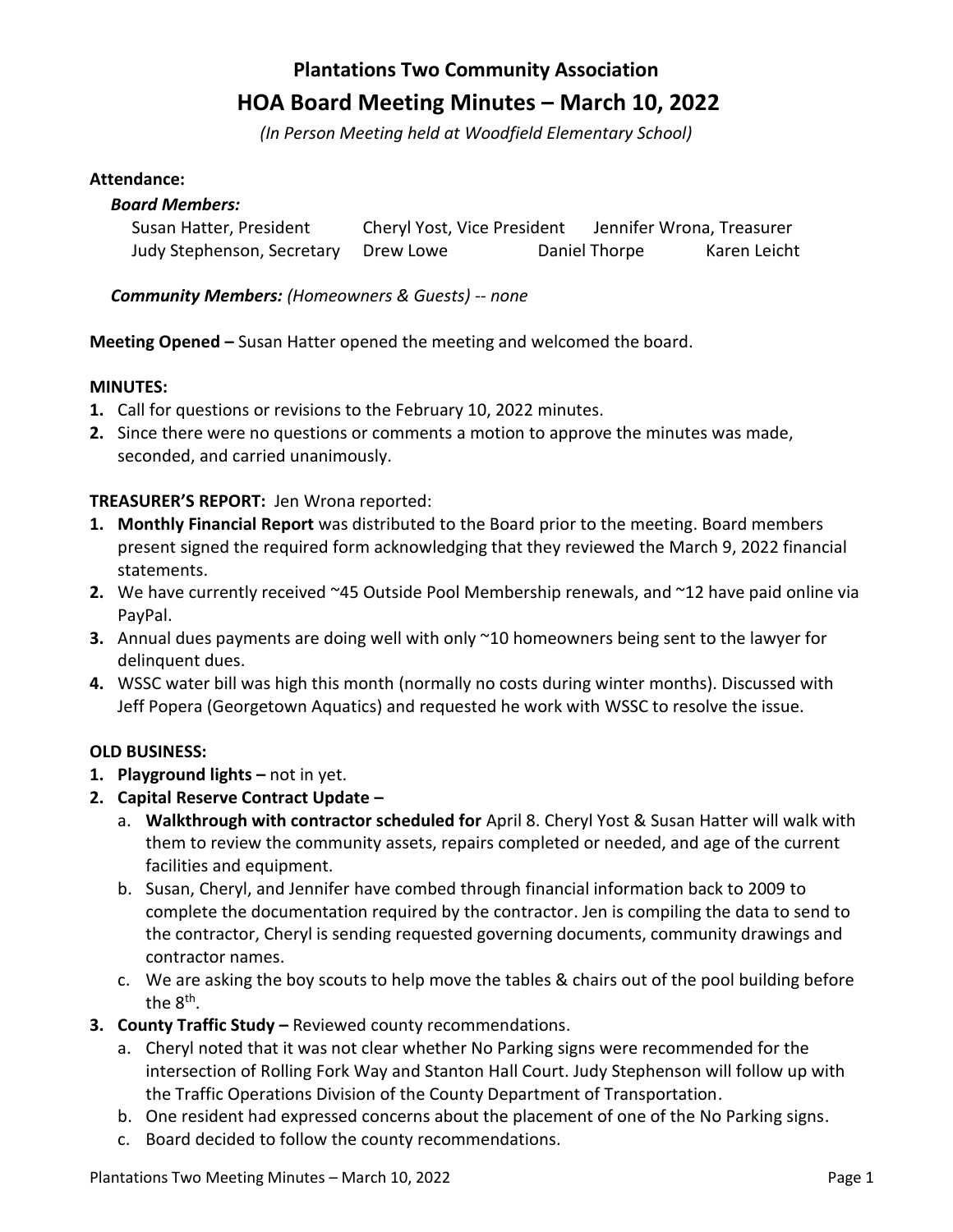# Plantations Two Community Association

## HOA Board Meeting Minutes – March 10, 2022

*(In Person Meeting held at Woodfield Elementary School)*

**Attendance:**

***Board Members:***

Susan Hatter, President    Cheryl Yost, Vice President    Jennifer Wrona, Treasurer
Judy Stephenson, Secretary    Drew Lowe    Daniel Thorpe    Karen Leicht

***Community Members:*** *(Homeowners & Guests) -- none*

**Meeting Opened –** Susan Hatter opened the meeting and welcomed the board.

**MINUTES:**

1. Call for questions or revisions to the February 10, 2022 minutes.
2. Since there were no questions or comments a motion to approve the minutes was made, seconded, and carried unanimously.

**TREASURER'S REPORT:** Jen Wrona reported:

1. **Monthly Financial Report** was distributed to the Board prior to the meeting. Board members present signed the required form acknowledging that they reviewed the March 9, 2022 financial statements.
2. We have currently received ~45 Outside Pool Membership renewals, and ~12 have paid online via PayPal.
3. Annual dues payments are doing well with only ~10 homeowners being sent to the lawyer for delinquent dues.
4. WSSC water bill was high this month (normally no costs during winter months). Discussed with Jeff Popera (Georgetown Aquatics) and requested he work with WSSC to resolve the issue.

**OLD BUSINESS:**

1. **Playground lights –** not in yet.
2. **Capital Reserve Contract Update –**
   a. **Walkthrough with contractor scheduled for** April 8. Cheryl Yost & Susan Hatter will walk with them to review the community assets, repairs completed or needed, and age of the current facilities and equipment.
   b. Susan, Cheryl, and Jennifer have combed through financial information back to 2009 to complete the documentation required by the contractor. Jen is compiling the data to send to the contractor, Cheryl is sending requested governing documents, community drawings and contractor names.
   c. We are asking the boy scouts to help move the tables & chairs out of the pool building before the 8th.
3. **County Traffic Study –** Reviewed county recommendations.
   a. Cheryl noted that it was not clear whether No Parking signs were recommended for the intersection of Rolling Fork Way and Stanton Hall Court. Judy Stephenson will follow up with the Traffic Operations Division of the County Department of Transportation.
   b. One resident had expressed concerns about the placement of one of the No Parking signs.
   c. Board decided to follow the county recommendations.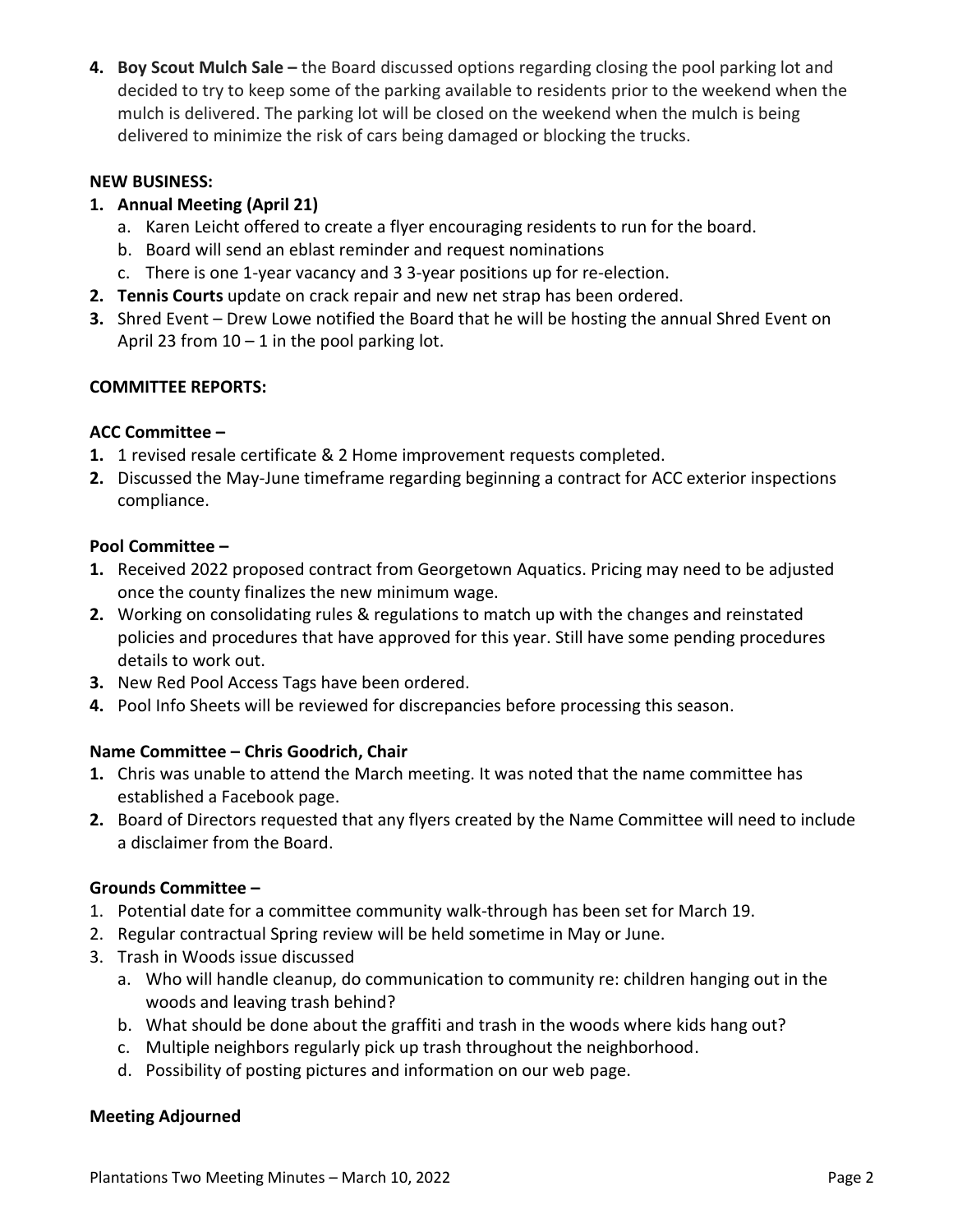4. **Boy Scout Mulch Sale –** the Board discussed options regarding closing the pool parking lot and decided to try to keep some of the parking available to residents prior to the weekend when the mulch is delivered. The parking lot will be closed on the weekend when the mulch is being delivered to minimize the risk of cars being damaged or blocking the trucks.

**NEW BUSINESS:**

1. **Annual Meeting (April 21)**
   a. Karen Leicht offered to create a flyer encouraging residents to run for the board.
   b. Board will send an eblast reminder and request nominations
   c. There is one 1-year vacancy and 3 3-year positions up for re-election.
2. **Tennis Courts** update on crack repair and new net strap has been ordered.
3. Shred Event – Drew Lowe notified the Board that he will be hosting the annual Shred Event on April 23 from 10 – 1 in the pool parking lot.

**COMMITTEE REPORTS:**

**ACC Committee –**

1. 1 revised resale certificate & 2 Home improvement requests completed.
2. Discussed the May-June timeframe regarding beginning a contract for ACC exterior inspections compliance.

**Pool Committee –**

1. Received 2022 proposed contract from Georgetown Aquatics. Pricing may need to be adjusted once the county finalizes the new minimum wage.
2. Working on consolidating rules & regulations to match up with the changes and reinstated policies and procedures that have approved for this year. Still have some pending procedures details to work out.
3. New Red Pool Access Tags have been ordered.
4. Pool Info Sheets will be reviewed for discrepancies before processing this season.

**Name Committee – Chris Goodrich, Chair**

1. Chris was unable to attend the March meeting. It was noted that the name committee has established a Facebook page.
2. Board of Directors requested that any flyers created by the Name Committee will need to include a disclaimer from the Board.

**Grounds Committee –**

1. Potential date for a committee community walk-through has been set for March 19.
2. Regular contractual Spring review will be held sometime in May or June.
3. Trash in Woods issue discussed
   a. Who will handle cleanup, do communication to community re: children hanging out in the woods and leaving trash behind?
   b. What should be done about the graffiti and trash in the woods where kids hang out?
   c. Multiple neighbors regularly pick up trash throughout the neighborhood.
   d. Possibility of posting pictures and information on our web page.

**Meeting Adjourned**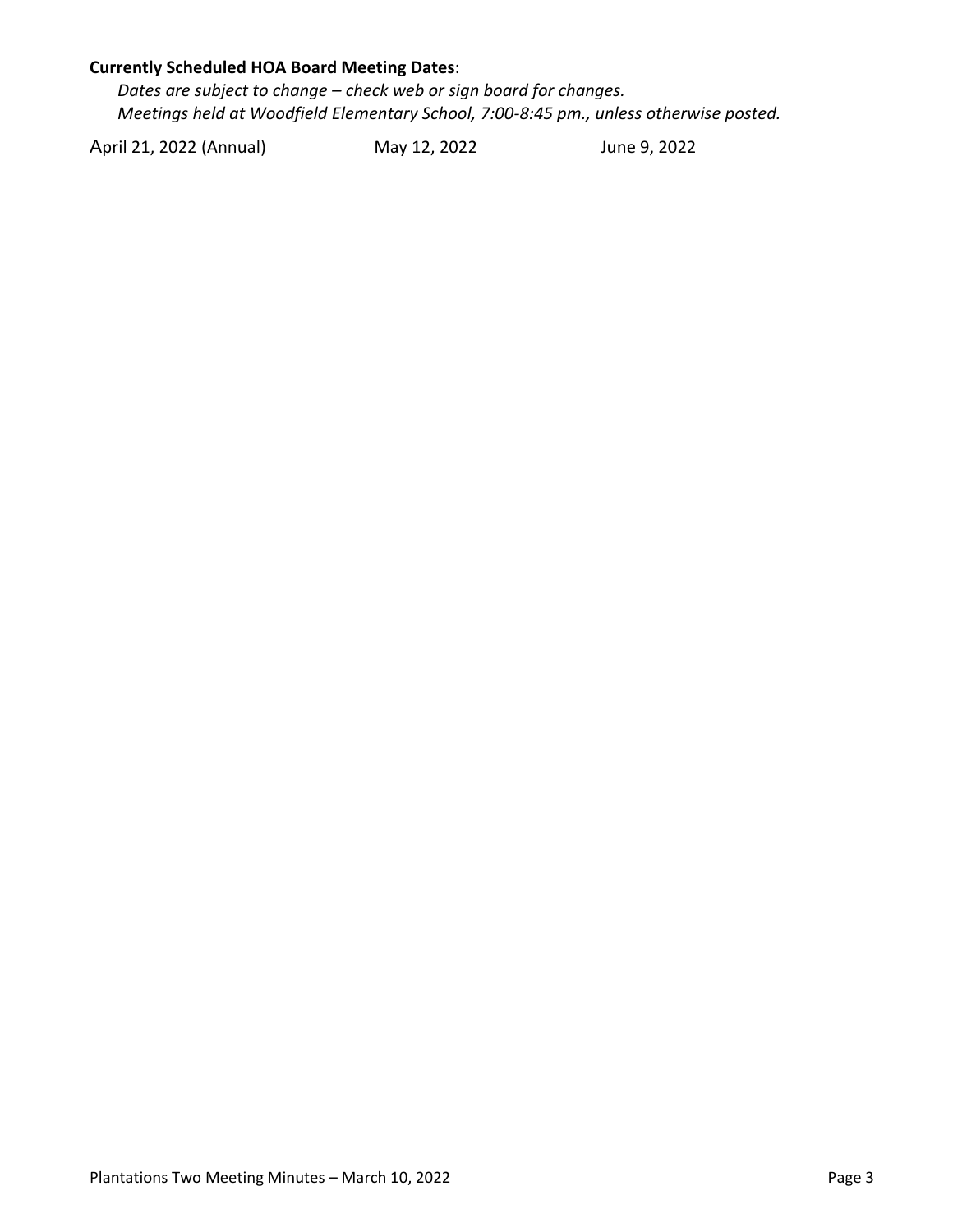**Currently Scheduled HOA Board Meeting Dates**:

*Dates are subject to change – check web or sign board for changes.*
*Meetings held at Woodfield Elementary School, 7:00-8:45 pm., unless otherwise posted.*

April 21, 2022 (Annual) May 12, 2022 June 9, 2022